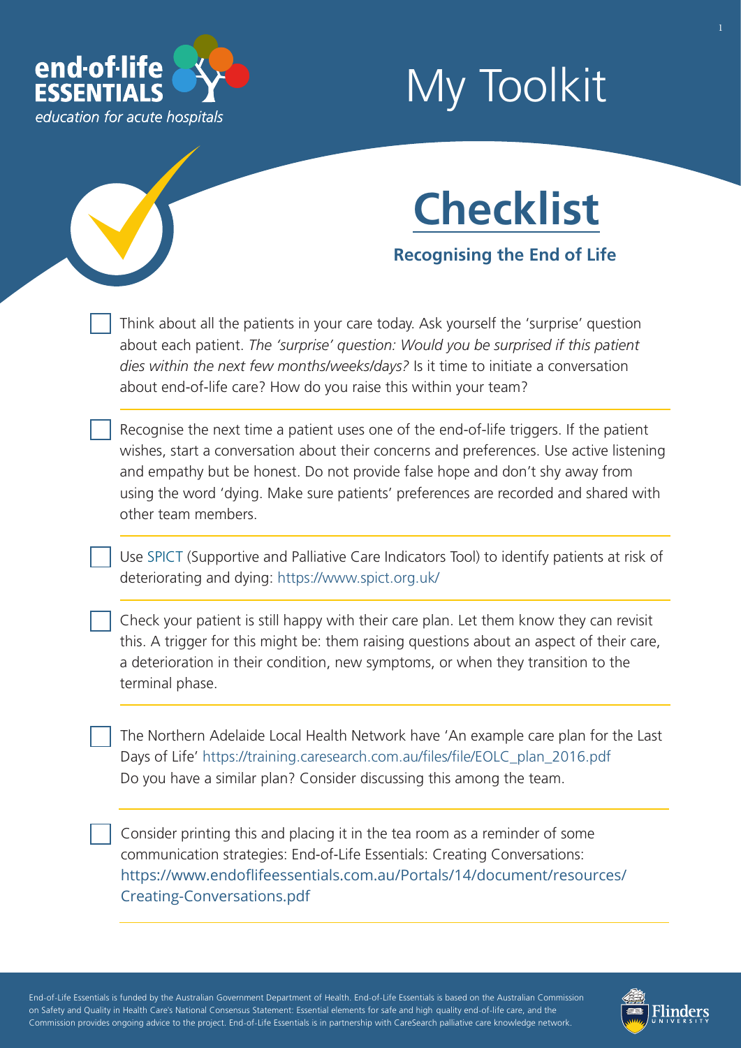end-of-life ESSENTIALS

*education for acute hospitals*

# My Toolkit

## Checklist

### Recognising the End of Life

- [ ] Think about all the patients in your care today. Ask yourself the 'surprise' question about each patient. *The 'surprise' question: Would you be surprised if this patient dies within the next few months/weeks/days?* Is it time to initiate a conversation about end-of-life care? How do you raise this within your team?

- [ ] Recognise the next time a patient uses one of the end-of-life triggers. If the patient wishes, start a conversation about their concerns and preferences. Use active listening and empathy but be honest. Do not provide false hope and don't shy away from using the word 'dying. Make sure patients' preferences are recorded and shared with other team members.

- [ ] Use SPICT (Supportive and Palliative Care Indicators Tool) to identify patients at risk of deteriorating and dying: https://www.spict.org.uk/

- [ ] Check your patient is still happy with their care plan. Let them know they can revisit this. A trigger for this might be: them raising questions about an aspect of their care, a deterioration in their condition, new symptoms, or when they transition to the terminal phase.

- [ ] The Northern Adelaide Local Health Network have 'An example care plan for the Last Days of Life' https://training.caresearch.com.au/files/file/EOLC_plan_2016.pdf Do you have a similar plan? Consider discussing this among the team.

- [ ] Consider printing this and placing it in the tea room as a reminder of some communication strategies: End-of-Life Essentials: Creating Conversations: https://www.endoflifeessentials.com.au/Portals/14/document/resources/Creating-Conversations.pdf

End-of-Life Essentials is funded by the Australian Government Department of Health. End-of-Life Essentials is based on the Australian Commission on Safety and Quality in Health Care's National Consensus Statement: Essential elements for safe and high quality end-of-life care, and the Commission provides ongoing advice to the project. End-of-Life Essentials is in partnership with CareSearch palliative care knowledge network.

Flinders UNIVERSITY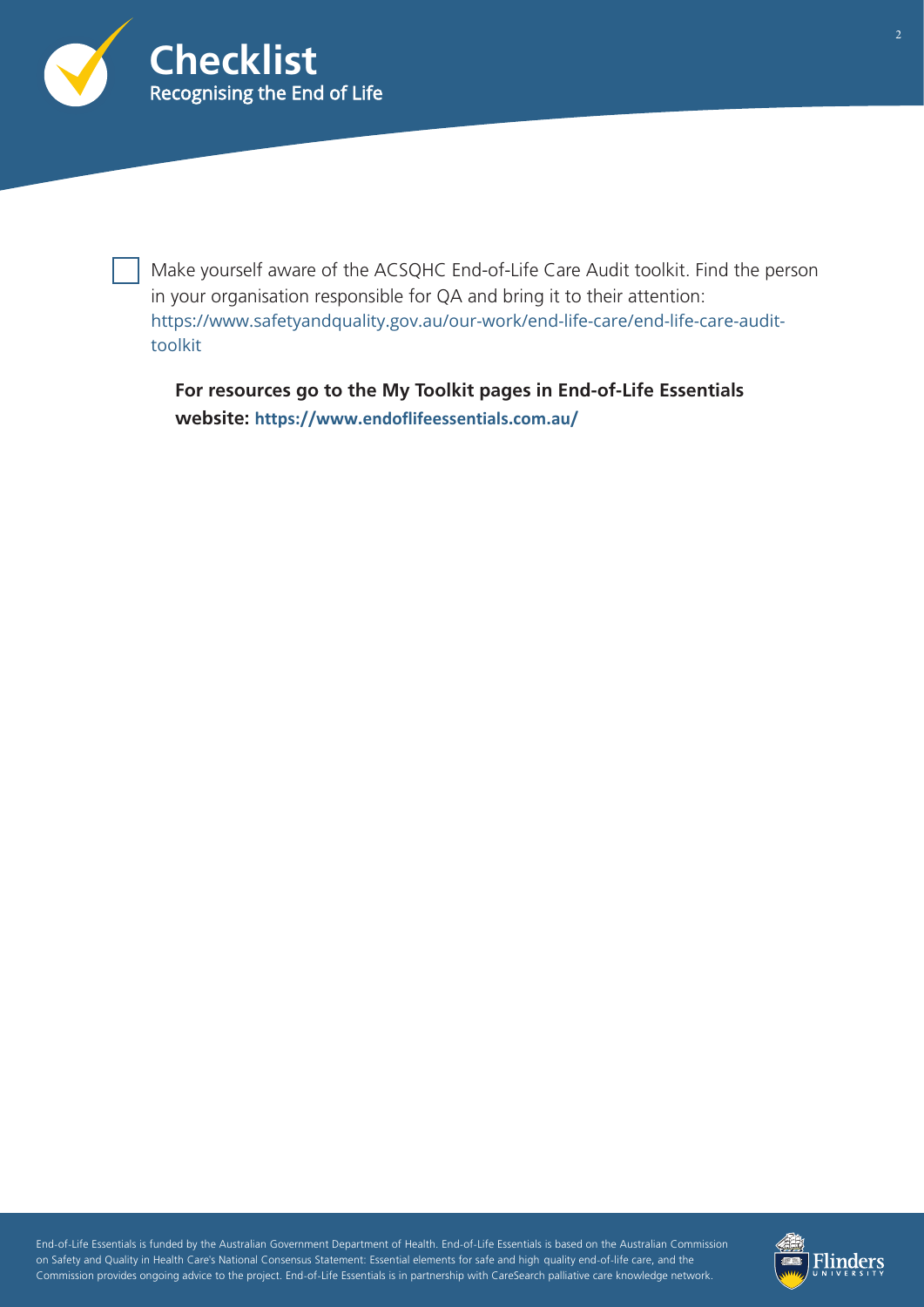- [ ] Make yourself aware of the ACSQHC End-of-Life Care Audit toolkit. Find the person in your organisation responsible for QA and bring it to their attention: https://www.safetyandquality.gov.au/our-work/end-life-care/end-life-care-audit-toolkit

**For resources go to the My Toolkit pages in End-of-Life Essentials website: https://www.endoflifeessentials.com.au/**

End-of-Life Essentials is funded by the Australian Government Department of Health. End-of-Life Essentials is based on the Australian Commission on Safety and Quality in Health Care's National Consensus Statement: Essential elements for safe and high quality end-of-life care, and the Commission provides ongoing advice to the project. End-of-Life Essentials is in partnership with CareSearch palliative care knowledge network.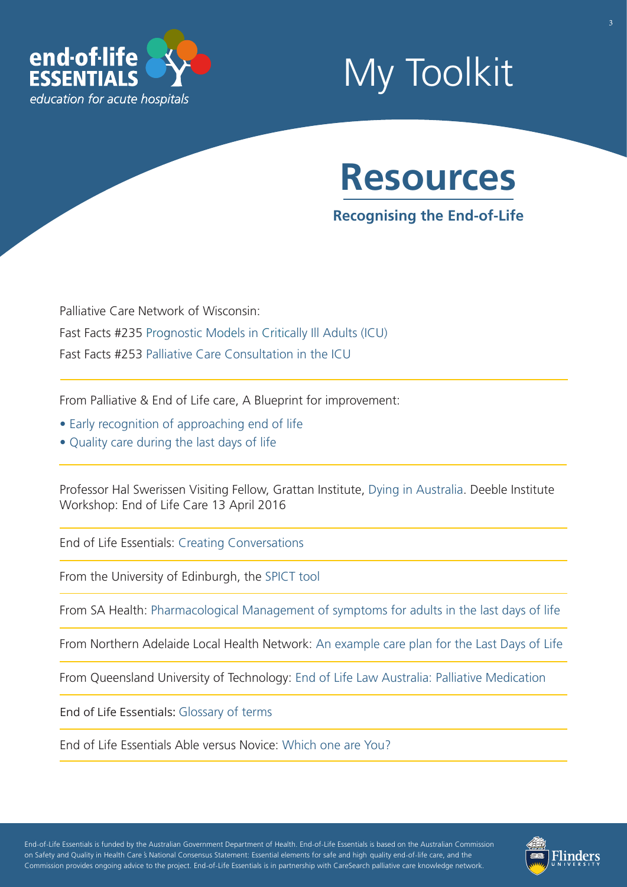# My Toolkit

## Resources

### Recognising the End-of-Life

Palliative Care Network of Wisconsin:

Fast Facts #235 Prognostic Models in Critically Ill Adults (ICU)

Fast Facts #253 Palliative Care Consultation in the ICU

---

From Palliative & End of Life care, A Blueprint for improvement:

- Early recognition of approaching end of life
- Quality care during the last days of life

---

Professor Hal Swerissen Visiting Fellow, Grattan Institute, Dying in Australia. Deeble Institute Workshop: End of Life Care 13 April 2016

---

End of Life Essentials: Creating Conversations

---

From the University of Edinburgh, the SPICT tool

---

From SA Health: Pharmacological Management of symptoms for adults in the last days of life

---

From Northern Adelaide Local Health Network: An example care plan for the Last Days of Life

---

From Queensland University of Technology: End of Life Law Australia: Palliative Medication

---

End of Life Essentials: Glossary of terms

---

End of Life Essentials Able versus Novice: Which one are You?

---

End-of-Life Essentials is funded by the Australian Government Department of Health. End-of-Life Essentials is based on the Australian Commission on Safety and Quality in Health Care's National Consensus Statement: Essential elements for safe and high quality end-of-life care, and the Commission provides ongoing advice to the project. End-of-Life Essentials is in partnership with CareSearch palliative care knowledge network.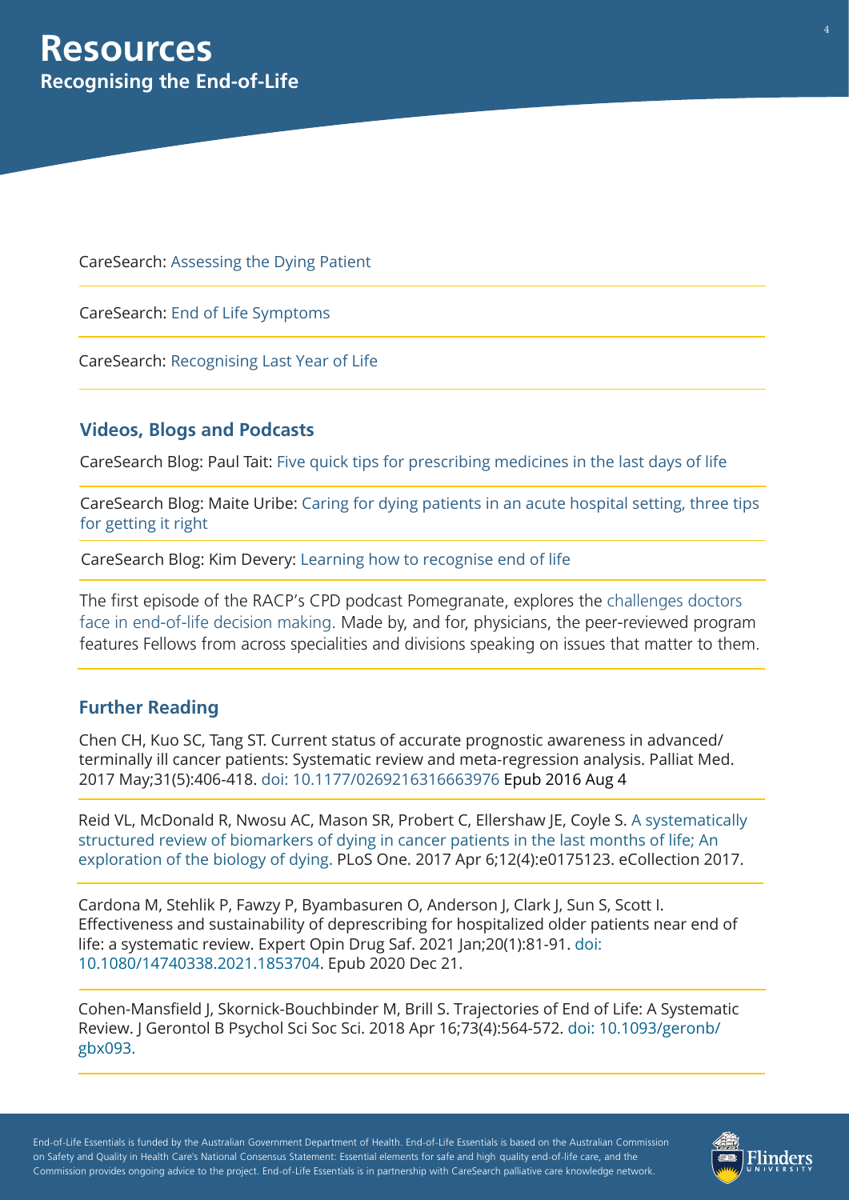# Resources

## Recognising the End-of-Life

CareSearch: Assessing the Dying Patient

CareSearch: End of Life Symptoms

CareSearch: Recognising Last Year of Life

### Videos, Blogs and Podcasts

CareSearch Blog: Paul Tait: Five quick tips for prescribing medicines in the last days of life

CareSearch Blog: Maite Uribe: Caring for dying patients in an acute hospital setting, three tips for getting it right

CareSearch Blog: Kim Devery: Learning how to recognise end of life

The first episode of the RACP's CPD podcast Pomegranate, explores the challenges doctors face in end-of-life decision making. Made by, and for, physicians, the peer-reviewed program features Fellows from across specialities and divisions speaking on issues that matter to them.

### Further Reading

Chen CH, Kuo SC, Tang ST. Current status of accurate prognostic awareness in advanced/terminally ill cancer patients: Systematic review and meta-regression analysis. Palliat Med. 2017 May;31(5):406-418. doi: 10.1177/0269216316663976 Epub 2016 Aug 4

Reid VL, McDonald R, Nwosu AC, Mason SR, Probert C, Ellershaw JE, Coyle S. A systematically structured review of biomarkers of dying in cancer patients in the last months of life; An exploration of the biology of dying. PLoS One. 2017 Apr 6;12(4):e0175123. eCollection 2017.

Cardona M, Stehlik P, Fawzy P, Byambasuren O, Anderson J, Clark J, Sun S, Scott I. Effectiveness and sustainability of deprescribing for hospitalized older patients near end of life: a systematic review. Expert Opin Drug Saf. 2021 Jan;20(1):81-91. doi: 10.1080/14740338.2021.1853704. Epub 2020 Dec 21.

Cohen-Mansfield J, Skornick-Bouchbinder M, Brill S. Trajectories of End of Life: A Systematic Review. J Gerontol B Psychol Sci Soc Sci. 2018 Apr 16;73(4):564-572. doi: 10.1093/geronb/gbx093.

End-of-Life Essentials is funded by the Australian Government Department of Health. End-of-Life Essentials is based on the Australian Commission on Safety and Quality in Health Care's National Consensus Statement: Essential elements for safe and high quality end-of-life care, and the Commission provides ongoing advice to the project. End-of-Life Essentials is in partnership with CareSearch palliative care knowledge network.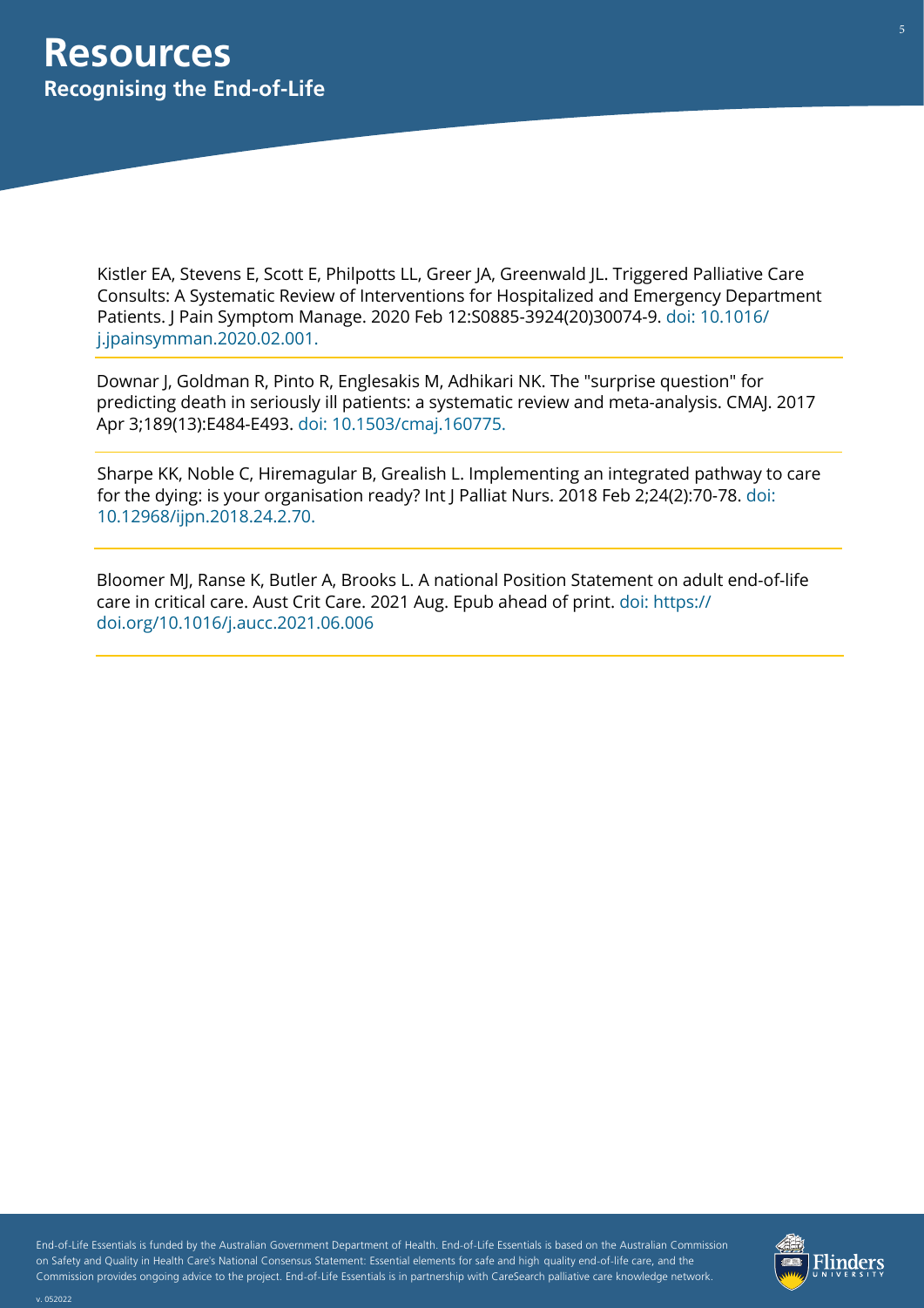# Resources

## Recognising the End-of-Life

Kistler EA, Stevens E, Scott E, Philpotts LL, Greer JA, Greenwald JL. Triggered Palliative Care Consults: A Systematic Review of Interventions for Hospitalized and Emergency Department Patients. J Pain Symptom Manage. 2020 Feb 12:S0885-3924(20)30074-9. doi: 10.1016/j.jpainsymman.2020.02.001.

Downar J, Goldman R, Pinto R, Englesakis M, Adhikari NK. The "surprise question" for predicting death in seriously ill patients: a systematic review and meta-analysis. CMAJ. 2017 Apr 3;189(13):E484-E493. doi: 10.1503/cmaj.160775.

Sharpe KK, Noble C, Hiremagular B, Grealish L. Implementing an integrated pathway to care for the dying: is your organisation ready? Int J Palliat Nurs. 2018 Feb 2;24(2):70-78. doi: 10.12968/ijpn.2018.24.2.70.

Bloomer MJ, Ranse K, Butler A, Brooks L. A national Position Statement on adult end-of-life care in critical care. Aust Crit Care. 2021 Aug. Epub ahead of print. doi: https://doi.org/10.1016/j.aucc.2021.06.006

End-of-Life Essentials is funded by the Australian Government Department of Health. End-of-Life Essentials is based on the Australian Commission on Safety and Quality in Health Care's National Consensus Statement: Essential elements for safe and high quality end-of-life care, and the Commission provides ongoing advice to the project. End-of-Life Essentials is in partnership with CareSearch palliative care knowledge network.

v. 052022